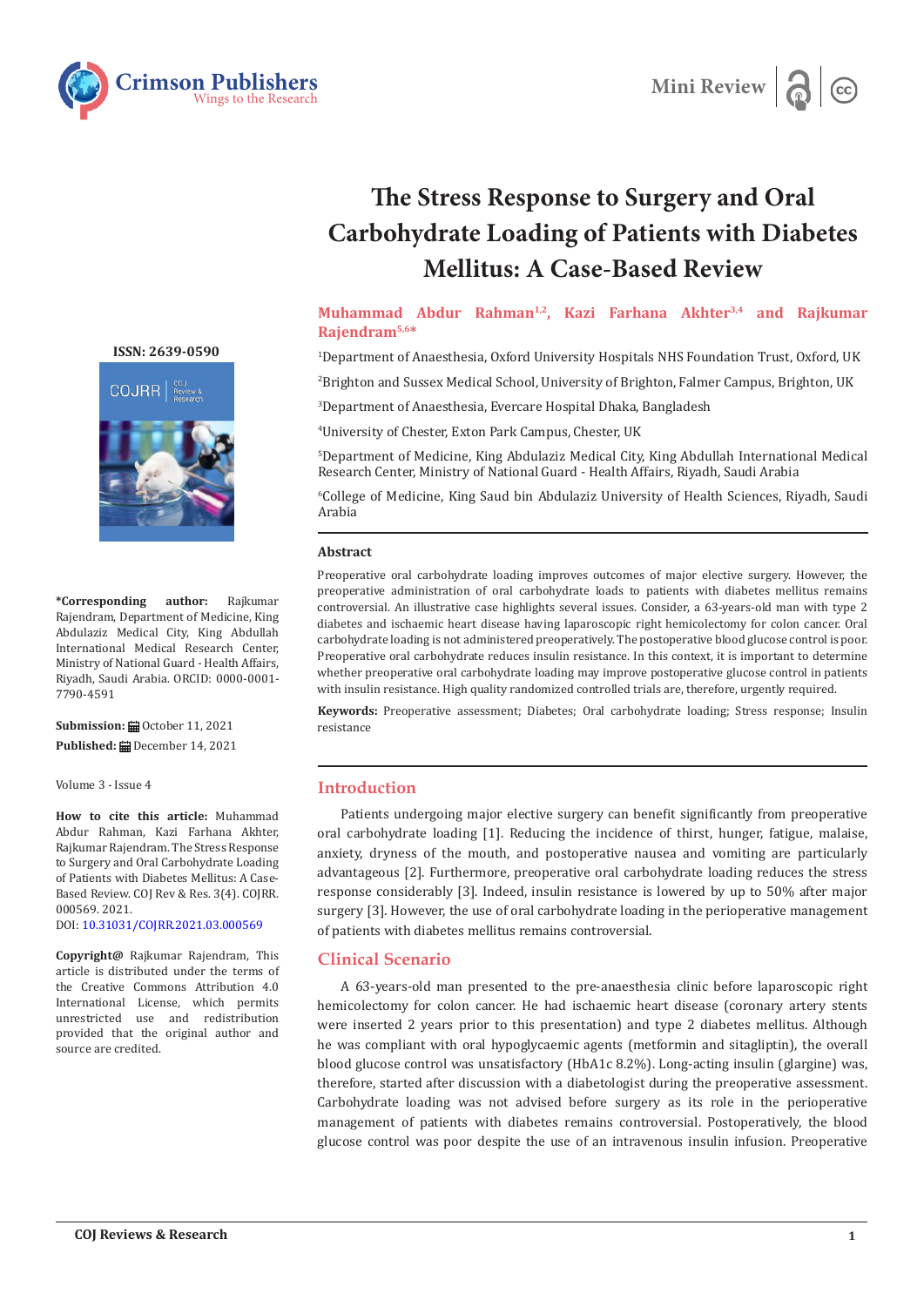Mini Review

# The Stress Response to Surgery and Oral Carbohydrate Loading of Patients with Diabetes Mellitus: A Case-Based Review

**Muhammad Abdur Rahman[1,2], Kazi Farhana Akhter[3,4] and Rajkumar Rajendram[5,6]***

[1]Department of Anaesthesia, Oxford University Hospitals NHS Foundation Trust, Oxford, UK

[2]Brighton and Sussex Medical School, University of Brighton, Falmer Campus, Brighton, UK

[3]Department of Anaesthesia, Evercare Hospital Dhaka, Bangladesh

[4]University of Chester, Exton Park Campus, Chester, UK

[5]Department of Medicine, King Abdulaziz Medical City, King Abdullah International Medical Research Center, Ministry of National Guard - Health Affairs, Riyadh, Saudi Arabia

[6]College of Medicine, King Saud bin Abdulaziz University of Health Sciences, Riyadh, Saudi Arabia

ISSN: 2639-0590

**\*Corresponding author:** Rajkumar Rajendram, Department of Medicine, King Abdulaziz Medical City, King Abdullah International Medical Research Center, Ministry of National Guard - Health Affairs, Riyadh, Saudi Arabia. ORCID: 0000-0001-7790-4591

**Submission:** October 11, 2021

**Published:** December 14, 2021

Volume 3 - Issue 4

**How to cite this article:** Muhammad Abdur Rahman, Kazi Farhana Akhter, Rajkumar Rajendram. The Stress Response to Surgery and Oral Carbohydrate Loading of Patients with Diabetes Mellitus: A Case-Based Review. COJ Rev & Res. 3(4). COJRR. 000569. 2021.
DOI: 10.31031/COJRR.2021.03.000569

**Copyright@** Rajkumar Rajendram, This article is distributed under the terms of the Creative Commons Attribution 4.0 International License, which permits unrestricted use and redistribution provided that the original author and source are credited.

## Abstract

Preoperative oral carbohydrate loading improves outcomes of major elective surgery. However, the preoperative administration of oral carbohydrate loads to patients with diabetes mellitus remains controversial. An illustrative case highlights several issues. Consider, a 63-years-old man with type 2 diabetes and ischaemic heart disease having laparoscopic right hemicolectomy for colon cancer. Oral carbohydrate loading is not administered preoperatively. The postoperative blood glucose control is poor. Preoperative oral carbohydrate reduces insulin resistance. In this context, it is important to determine whether preoperative oral carbohydrate loading may improve postoperative glucose control in patients with insulin resistance. High quality randomized controlled trials are, therefore, urgently required.

**Keywords:** Preoperative assessment; Diabetes; Oral carbohydrate loading; Stress response; Insulin resistance

## Introduction

Patients undergoing major elective surgery can benefit significantly from preoperative oral carbohydrate loading [1]. Reducing the incidence of thirst, hunger, fatigue, malaise, anxiety, dryness of the mouth, and postoperative nausea and vomiting are particularly advantageous [2]. Furthermore, preoperative oral carbohydrate loading reduces the stress response considerably [3]. Indeed, insulin resistance is lowered by up to 50% after major surgery [3]. However, the use of oral carbohydrate loading in the perioperative management of patients with diabetes mellitus remains controversial.

## Clinical Scenario

A 63-years-old man presented to the pre-anaesthesia clinic before laparoscopic right hemicolectomy for colon cancer. He had ischaemic heart disease (coronary artery stents were inserted 2 years prior to this presentation) and type 2 diabetes mellitus. Although he was compliant with oral hypoglycaemic agents (metformin and sitagliptin), the overall blood glucose control was unsatisfactory (HbA1c 8.2%). Long-acting insulin (glargine) was, therefore, started after discussion with a diabetologist during the preoperative assessment. Carbohydrate loading was not advised before surgery as its role in the perioperative management of patients with diabetes remains controversial. Postoperatively, the blood glucose control was poor despite the use of an intravenous insulin infusion. Preoperative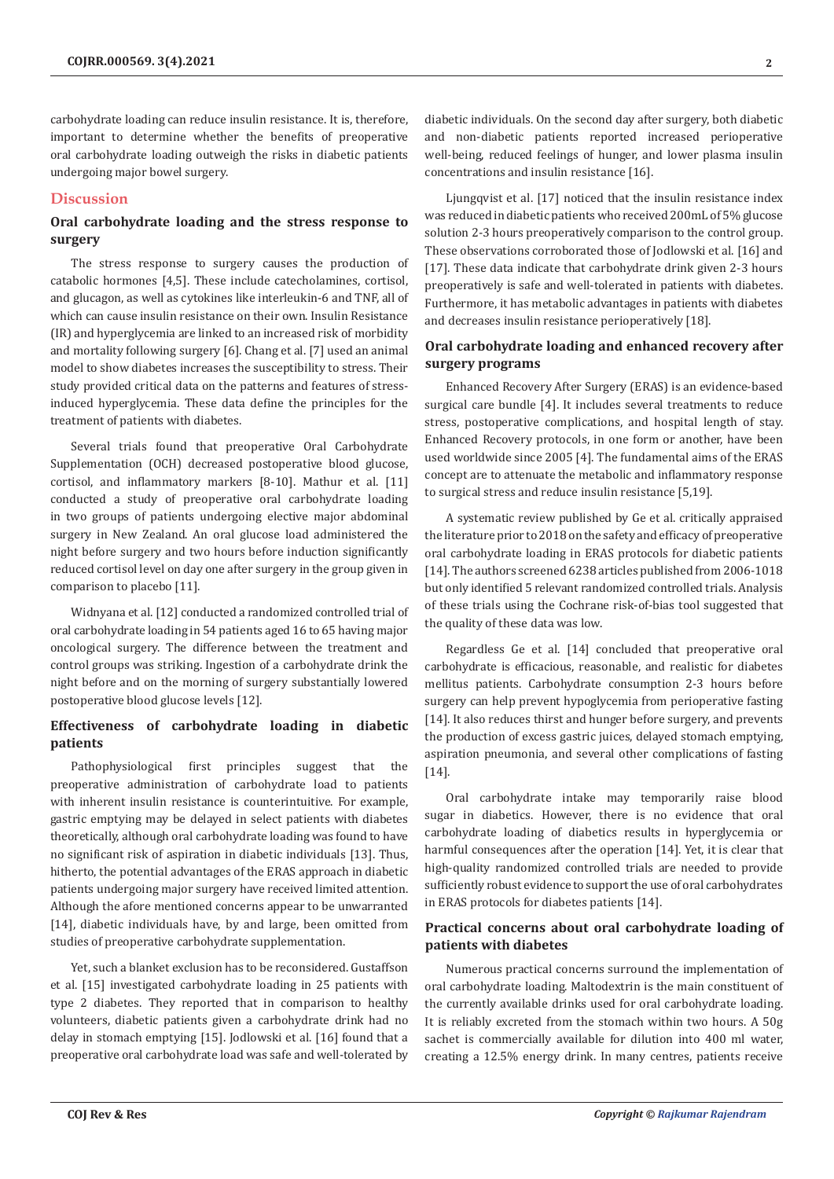carbohydrate loading can reduce insulin resistance. It is, therefore, important to determine whether the benefits of preoperative oral carbohydrate loading outweigh the risks in diabetic patients undergoing major bowel surgery.

## Discussion

### Oral carbohydrate loading and the stress response to surgery

The stress response to surgery causes the production of catabolic hormones [4,5]. These include catecholamines, cortisol, and glucagon, as well as cytokines like interleukin-6 and TNF, all of which can cause insulin resistance on their own. Insulin Resistance (IR) and hyperglycemia are linked to an increased risk of morbidity and mortality following surgery [6]. Chang et al. [7] used an animal model to show diabetes increases the susceptibility to stress. Their study provided critical data on the patterns and features of stress-induced hyperglycemia. These data define the principles for the treatment of patients with diabetes.

Several trials found that preoperative Oral Carbohydrate Supplementation (OCH) decreased postoperative blood glucose, cortisol, and inflammatory markers [8-10]. Mathur et al. [11] conducted a study of preoperative oral carbohydrate loading in two groups of patients undergoing elective major abdominal surgery in New Zealand. An oral glucose load administered the night before surgery and two hours before induction significantly reduced cortisol level on day one after surgery in the group given in comparison to placebo [11].

Widnyana et al. [12] conducted a randomized controlled trial of oral carbohydrate loading in 54 patients aged 16 to 65 having major oncological surgery. The difference between the treatment and control groups was striking. Ingestion of a carbohydrate drink the night before and on the morning of surgery substantially lowered postoperative blood glucose levels [12].

### Effectiveness of carbohydrate loading in diabetic patients

Pathophysiological first principles suggest that the preoperative administration of carbohydrate load to patients with inherent insulin resistance is counterintuitive. For example, gastric emptying may be delayed in select patients with diabetes theoretically, although oral carbohydrate loading was found to have no significant risk of aspiration in diabetic individuals [13]. Thus, hitherto, the potential advantages of the ERAS approach in diabetic patients undergoing major surgery have received limited attention. Although the afore mentioned concerns appear to be unwarranted [14], diabetic individuals have, by and large, been omitted from studies of preoperative carbohydrate supplementation.

Yet, such a blanket exclusion has to be reconsidered. Gustaffson et al. [15] investigated carbohydrate loading in 25 patients with type 2 diabetes. They reported that in comparison to healthy volunteers, diabetic patients given a carbohydrate drink had no delay in stomach emptying [15]. Jodlowski et al. [16] found that a preoperative oral carbohydrate load was safe and well-tolerated by diabetic individuals. On the second day after surgery, both diabetic and non-diabetic patients reported increased perioperative well-being, reduced feelings of hunger, and lower plasma insulin concentrations and insulin resistance [16].

Ljungqvist et al. [17] noticed that the insulin resistance index was reduced in diabetic patients who received 200mL of 5% glucose solution 2-3 hours preoperatively comparison to the control group. These observations corroborated those of Jodlowski et al. [16] and [17]. These data indicate that carbohydrate drink given 2-3 hours preoperatively is safe and well-tolerated in patients with diabetes. Furthermore, it has metabolic advantages in patients with diabetes and decreases insulin resistance perioperatively [18].

### Oral carbohydrate loading and enhanced recovery after surgery programs

Enhanced Recovery After Surgery (ERAS) is an evidence-based surgical care bundle [4]. It includes several treatments to reduce stress, postoperative complications, and hospital length of stay. Enhanced Recovery protocols, in one form or another, have been used worldwide since 2005 [4]. The fundamental aims of the ERAS concept are to attenuate the metabolic and inflammatory response to surgical stress and reduce insulin resistance [5,19].

A systematic review published by Ge et al. critically appraised the literature prior to 2018 on the safety and efficacy of preoperative oral carbohydrate loading in ERAS protocols for diabetic patients [14]. The authors screened 6238 articles published from 2006-1018 but only identified 5 relevant randomized controlled trials. Analysis of these trials using the Cochrane risk-of-bias tool suggested that the quality of these data was low.

Regardless Ge et al. [14] concluded that preoperative oral carbohydrate is efficacious, reasonable, and realistic for diabetes mellitus patients. Carbohydrate consumption 2-3 hours before surgery can help prevent hypoglycemia from perioperative fasting [14]. It also reduces thirst and hunger before surgery, and prevents the production of excess gastric juices, delayed stomach emptying, aspiration pneumonia, and several other complications of fasting [14].

Oral carbohydrate intake may temporarily raise blood sugar in diabetics. However, there is no evidence that oral carbohydrate loading of diabetics results in hyperglycemia or harmful consequences after the operation [14]. Yet, it is clear that high-quality randomized controlled trials are needed to provide sufficiently robust evidence to support the use of oral carbohydrates in ERAS protocols for diabetes patients [14].

### Practical concerns about oral carbohydrate loading of patients with diabetes

Numerous practical concerns surround the implementation of oral carbohydrate loading. Maltodextrin is the main constituent of the currently available drinks used for oral carbohydrate loading. It is reliably excreted from the stomach within two hours. A 50g sachet is commercially available for dilution into 400 ml water, creating a 12.5% energy drink. In many centres, patients receive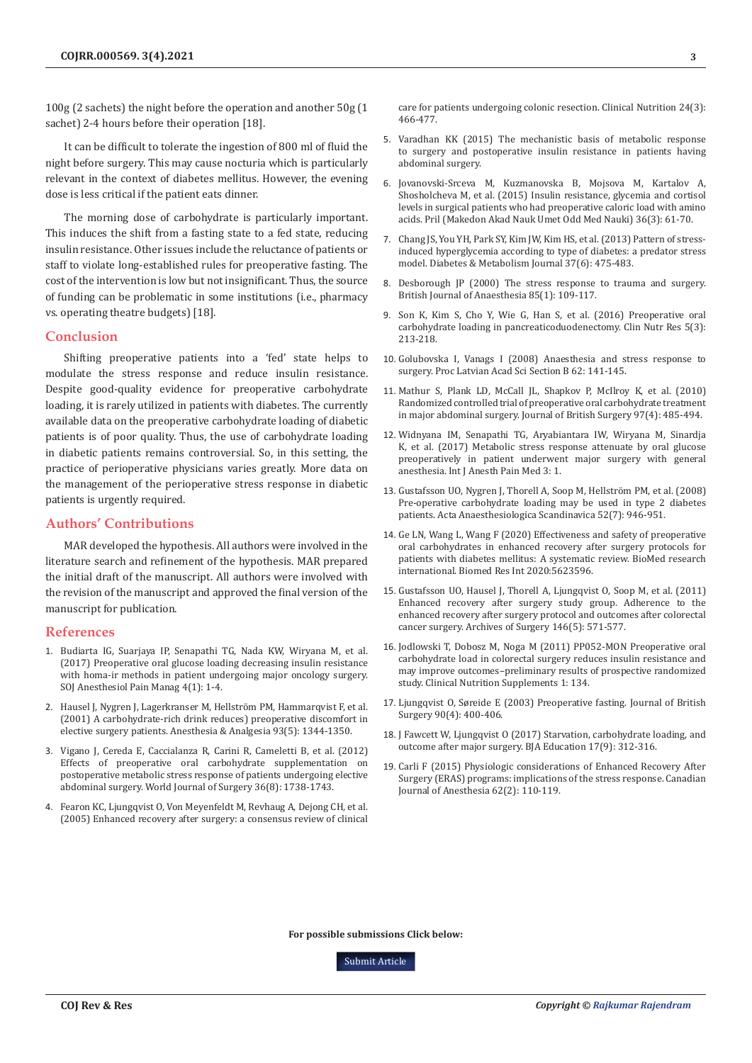100g (2 sachets) the night before the operation and another 50g (1 sachet) 2-4 hours before their operation [18].

It can be difficult to tolerate the ingestion of 800 ml of fluid the night before surgery. This may cause nocturia which is particularly relevant in the context of diabetes mellitus. However, the evening dose is less critical if the patient eats dinner.

The morning dose of carbohydrate is particularly important. This induces the shift from a fasting state to a fed state, reducing insulin resistance. Other issues include the reluctance of patients or staff to violate long-established rules for preoperative fasting. The cost of the intervention is low but not insignificant. Thus, the source of funding can be problematic in some institutions (i.e., pharmacy vs. operating theatre budgets) [18].

## Conclusion

Shifting preoperative patients into a 'fed' state helps to modulate the stress response and reduce insulin resistance. Despite good-quality evidence for preoperative carbohydrate loading, it is rarely utilized in patients with diabetes. The currently available data on the preoperative carbohydrate loading of diabetic patients is of poor quality. Thus, the use of carbohydrate loading in diabetic patients remains controversial. So, in this setting, the practice of perioperative physicians varies greatly. More data on the management of the perioperative stress response in diabetic patients is urgently required.

## Authors' Contributions

MAR developed the hypothesis. All authors were involved in the literature search and refinement of the hypothesis. MAR prepared the initial draft of the manuscript. All authors were involved with the revision of the manuscript and approved the final version of the manuscript for publication.

## References

1. Budiarta IG, Suarjaya IP, Senapathi TG, Nada KW, Wiryana M, et al. (2017) Preoperative oral glucose loading decreasing insulin resistance with homa-ir methods in patient undergoing major oncology surgery. SOJ Anesthesiol Pain Manag 4(1): 1-4.
2. Hausel J, Nygren J, Lagerkranser M, Hellström PM, Hammarqvist F, et al. (2001) A carbohydrate-rich drink reduces) preoperative discomfort in elective surgery patients. Anesthesia & Analgesia 93(5): 1344-1350.
3. Vigano J, Cereda E, Caccialanza R, Carini R, Cameletti B, et al. (2012) Effects of preoperative oral carbohydrate supplementation on postoperative metabolic stress response of patients undergoing elective abdominal surgery. World Journal of Surgery 36(8): 1738-1743.
4. Fearon KC, Ljungqvist O, Von Meyenfeldt M, Revhaug A, Dejong CH, et al. (2005) Enhanced recovery after surgery: a consensus review of clinical care for patients undergoing colonic resection. Clinical Nutrition 24(3): 466-477.
5. Varadhan KK (2015) The mechanistic basis of metabolic response to surgery and postoperative insulin resistance in patients having abdominal surgery.
6. Jovanovski-Srceva M, Kuzmanovska B, Mojsova M, Kartalov A, Shosholcheva M, et al. (2015) Insulin resistance, glycemia and cortisol levels in surgical patients who had preoperative caloric load with amino acids. Pril (Makedon Akad Nauk Umet Odd Med Nauki) 36(3): 61-70.
7. Chang JS, You YH, Park SY, Kim JW, Kim HS, et al. (2013) Pattern of stress-induced hyperglycemia according to type of diabetes: a predator stress model. Diabetes & Metabolism Journal 37(6): 475-483.
8. Desborough JP (2000) The stress response to trauma and surgery. British Journal of Anaesthesia 85(1): 109-117.
9. Son K, Kim S, Cho Y, Wie G, Han S, et al. (2016) Preoperative oral carbohydrate loading in pancreaticoduodenectomy. Clin Nutr Res 5(3): 213-218.
10. Golubovska I, Vanags I (2008) Anaesthesia and stress response to surgery. Proc Latvian Acad Sci Section B 62: 141-145.
11. Mathur S, Plank LD, McCall JL, Shapkov P, McIlroy K, et al. (2010) Randomized controlled trial of preoperative oral carbohydrate treatment in major abdominal surgery. Journal of British Surgery 97(4): 485-494.
12. Widnyana IM, Senapathi TG, Aryabiantara IW, Wiryana M, Sinardja K, et al. (2017) Metabolic stress response attenuate by oral glucose preoperatively in patient underwent major surgery with general anesthesia. Int J Anesth Pain Med 3: 1.
13. Gustafsson UO, Nygren J, Thorell A, Soop M, Hellström PM, et al. (2008) Pre-operative carbohydrate loading may be used in type 2 diabetes patients. Acta Anaesthesiologica Scandinavica 52(7): 946-951.
14. Ge LN, Wang L, Wang F (2020) Effectiveness and safety of preoperative oral carbohydrates in enhanced recovery after surgery protocols for patients with diabetes mellitus: A systematic review. BioMed research international. Biomed Res Int 2020:5623596.
15. Gustafsson UO, Hausel J, Thorell A, Ljungqvist O, Soop M, et al. (2011) Enhanced recovery after surgery study group. Adherence to the enhanced recovery after surgery protocol and outcomes after colorectal cancer surgery. Archives of Surgery 146(5): 571-577.
16. Jodlowski T, Dobosz M, Noga M (2011) PP052-MON Preoperative oral carbohydrate load in colorectal surgery reduces insulin resistance and may improve outcomes–preliminary results of prospective randomized study. Clinical Nutrition Supplements 1: 134.
17. Ljungqvist O, Søreide E (2003) Preoperative fasting. Journal of British Surgery 90(4): 400-406.
18. J Fawcett W, Ljungqvist O (2017) Starvation, carbohydrate loading, and outcome after major surgery. BJA Education 17(9): 312-316.
19. Carli F (2015) Physiologic considerations of Enhanced Recovery After Surgery (ERAS) programs: implications of the stress response. Canadian Journal of Anesthesia 62(2): 110-119.

**For possible submissions Click below:**

Submit Article